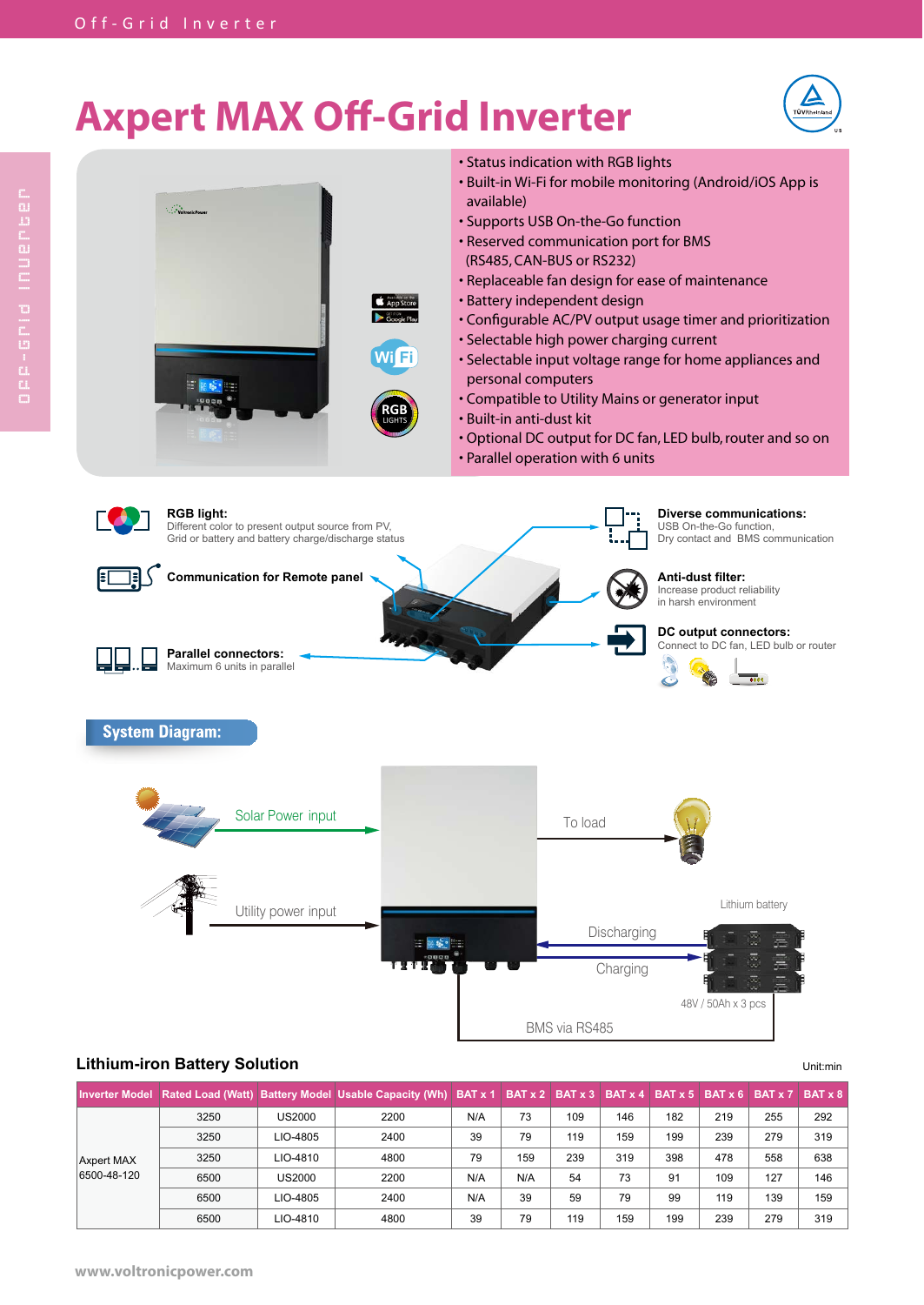# Axpert MAX Off-Grid Inverter

- Status indication with RGB lights
- Built-in Wi-Fi for mobile monitoring (Android/iOS App is available)
- Supports USB On-the-Go function
- Reserved communication port for BMS (RS485, CAN-BUS or RS232)
- Replaceable fan design for ease of maintenance
- Battery independent design
- Configurable AC/PV output usage timer and prioritization
- Selectable high power charging current
- Selectable input voltage range for home appliances and personal computers
- Compatible to Utility Mains or generator input
- Built-in anti-dust kit
- Optional DC output for DC fan, LED bulb, router and so on
- Parallel operation with 6 units

**RGB light:**
Different color to present output source from PV, Grid or battery and battery charge/discharge status

**Communication for Remote panel**

**Parallel connectors:**
Maximum 6 units in parallel

**Diverse communications:**
USB On-the-Go function, Dry contact and BMS communication

**Anti-dust filter:**
Increase product reliability in harsh environment

**DC output connectors:**
Connect to DC fan, LED bulb or router

## System Diagram:

Solar Power input

Utility power input

To load

Lithium battery

Discharging

Charging

48V / 50Ah x 3 pcs

BMS via RS485

## Lithium-iron Battery Solution

Unit:min

| Inverter Model | Rated Load (Watt) | Battery Model | Usable Capacity (Wh) | BAT x 1 | BAT x 2 | BAT x 3 | BAT x 4 | BAT x 5 | BAT x 6 | BAT x 7 | BAT x 8 |
|---|---|---|---|---|---|---|---|---|---|---|---|
| Axpert MAX 6500-48-120 | 3250 | US2000 | 2200 | N/A | 73 | 109 | 146 | 182 | 219 | 255 | 292 |
| | 3250 | LIO-4805 | 2400 | 39 | 79 | 119 | 159 | 199 | 239 | 279 | 319 |
| | 3250 | LIO-4810 | 4800 | 79 | 159 | 239 | 319 | 398 | 478 | 558 | 638 |
| | 6500 | US2000 | 2200 | N/A | N/A | 54 | 73 | 91 | 109 | 127 | 146 |
| | 6500 | LIO-4805 | 2400 | N/A | 39 | 59 | 79 | 99 | 119 | 139 | 159 |
| | 6500 | LIO-4810 | 4800 | 39 | 79 | 119 | 159 | 199 | 239 | 279 | 319 |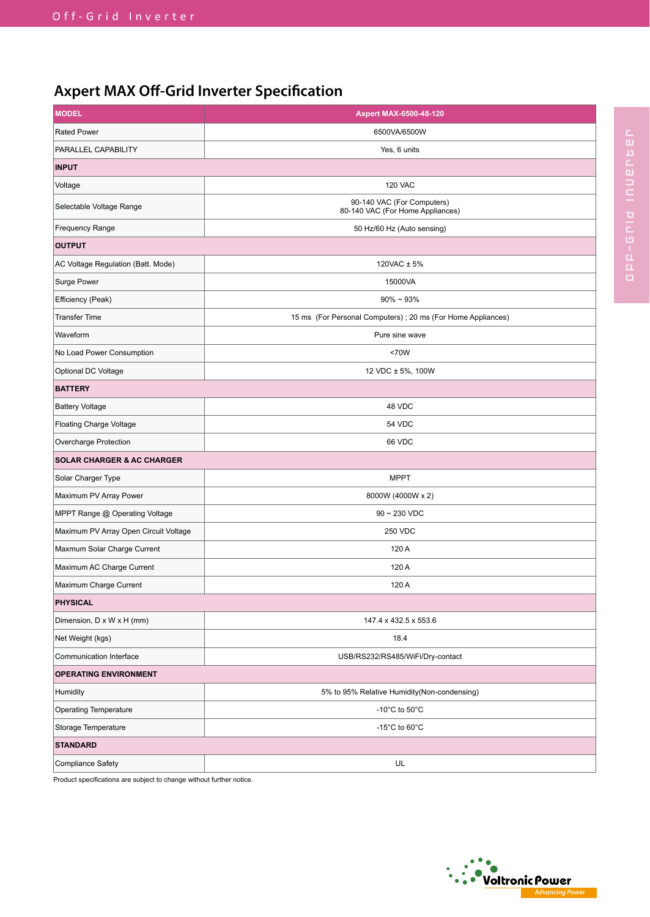# Axpert MAX Off-Grid Inverter Specification

| MODEL | Axpert MAX-6500-48-120 |
|---|---|
| Rated Power | 6500VA/6500W |
| PARALLEL CAPABILITY | Yes, 6 units |
| **INPUT** | |
| Voltage | 120 VAC |
| Selectable Voltage Range | 90-140 VAC (For Computers)<br>80-140 VAC (For Home Appliances) |
| Frequency Range | 50 Hz/60 Hz (Auto sensing) |
| **OUTPUT** | |
| AC Voltage Regulation (Batt. Mode) | 120VAC ± 5% |
| Surge Power | 15000VA |
| Efficiency (Peak) | 90% ~ 93% |
| Transfer Time | 15 ms (For Personal Computers) ; 20 ms (For Home Appliances) |
| Waveform | Pure sine wave |
| No Load Power Consumption | <70W |
| Optional DC Voltage | 12 VDC ± 5%, 100W |
| **BATTERY** | |
| Battery Voltage | 48 VDC |
| Floating Charge Voltage | 54 VDC |
| Overcharge Protection | 66 VDC |
| **SOLAR CHARGER & AC CHARGER** | |
| Solar Charger Type | MPPT |
| Maximum PV Array Power | 8000W (4000W x 2) |
| MPPT Range @ Operating Voltage | 90 ~ 230 VDC |
| Maximum PV Array Open Circuit Voltage | 250 VDC |
| Maxmum Solar Charge Current | 120 A |
| Maximum AC Charge Current | 120 A |
| Maximum Charge Current | 120 A |
| **PHYSICAL** | |
| Dimension, D x W x H (mm) | 147.4 x 432.5 x 553.6 |
| Net Weight (kgs) | 18.4 |
| Communication Interface | USB/RS232/RS485/WiFi/Dry-contact |
| **OPERATING ENVIRONMENT** | |
| Humidity | 5% to 95% Relative Humidity(Non-condensing) |
| Operating Temperature | -10°C to 50°C |
| Storage Temperature | -15°C to 60°C |
| **STANDARD** | |
| Compliance Safety | UL |

Product specifications are subject to change without further notice.

Voltronic Power
Advancing Power